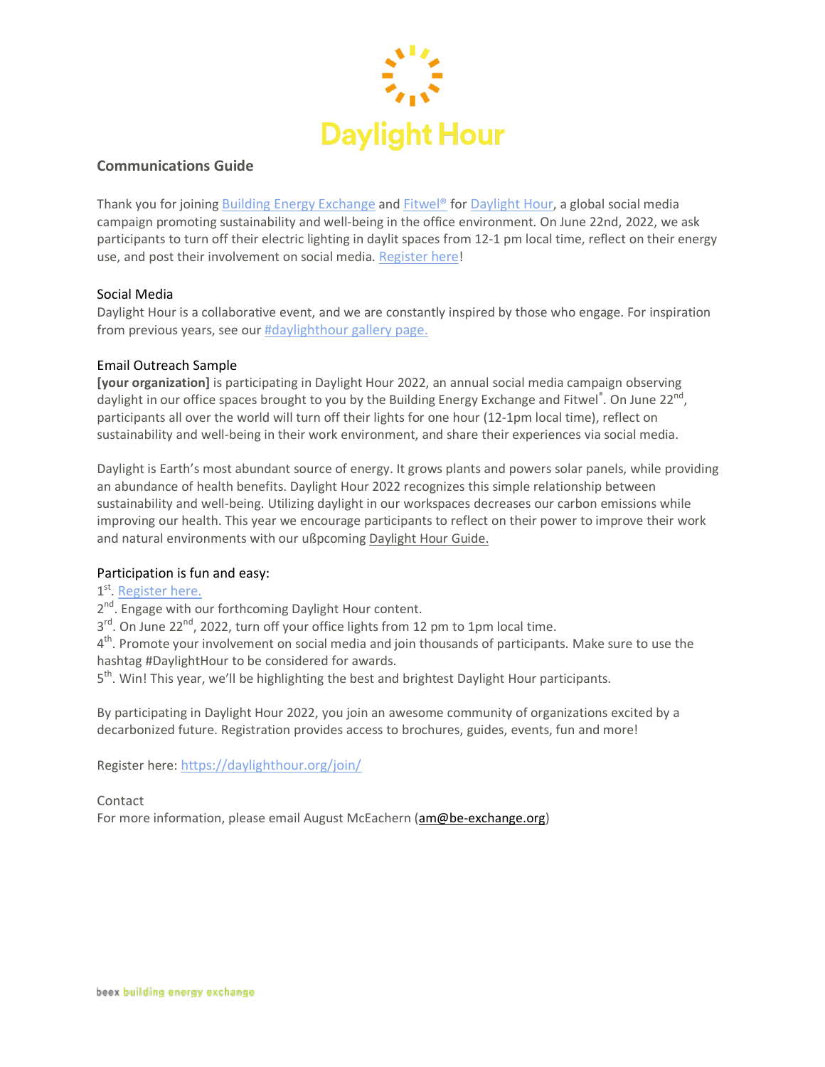# Daylight Hour

## Communications Guide

Thank you for joining Building Energy Exchange and Fitwel® for Daylight Hour, a global social media campaign promoting sustainability and well-being in the office environment. On June 22nd, 2022, we ask participants to turn off their electric lighting in daylit spaces from 12-1 pm local time, reflect on their energy use, and post their involvement on social media. Register here!

### Social Media

Daylight Hour is a collaborative event, and we are constantly inspired by those who engage. For inspiration from previous years, see our #daylighthour gallery page.

### Email Outreach Sample

**[your organization]** is participating in Daylight Hour 2022, an annual social media campaign observing daylight in our office spaces brought to you by the Building Energy Exchange and Fitwel®. On June 22nd, participants all over the world will turn off their lights for one hour (12-1pm local time), reflect on sustainability and well-being in their work environment, and share their experiences via social media.

Daylight is Earth's most abundant source of energy. It grows plants and powers solar panels, while providing an abundance of health benefits. Daylight Hour 2022 recognizes this simple relationship between sustainability and well-being. Utilizing daylight in our workspaces decreases our carbon emissions while improving our health. This year we encourage participants to reflect on their power to improve their work and natural environments with our ußpcoming Daylight Hour Guide.

Participation is fun and easy:

1st. Register here.
2nd. Engage with our forthcoming Daylight Hour content.
3rd. On June 22nd, 2022, turn off your office lights from 12 pm to 1pm local time.
4th. Promote your involvement on social media and join thousands of participants. Make sure to use the hashtag #DaylightHour to be considered for awards.
5th. Win! This year, we'll be highlighting the best and brightest Daylight Hour participants.

By participating in Daylight Hour 2022, you join an awesome community of organizations excited by a decarbonized future. Registration provides access to brochures, guides, events, fun and more!

Register here: https://daylighthour.org/join/

### Contact

For more information, please email August McEachern (am@be-exchange.org)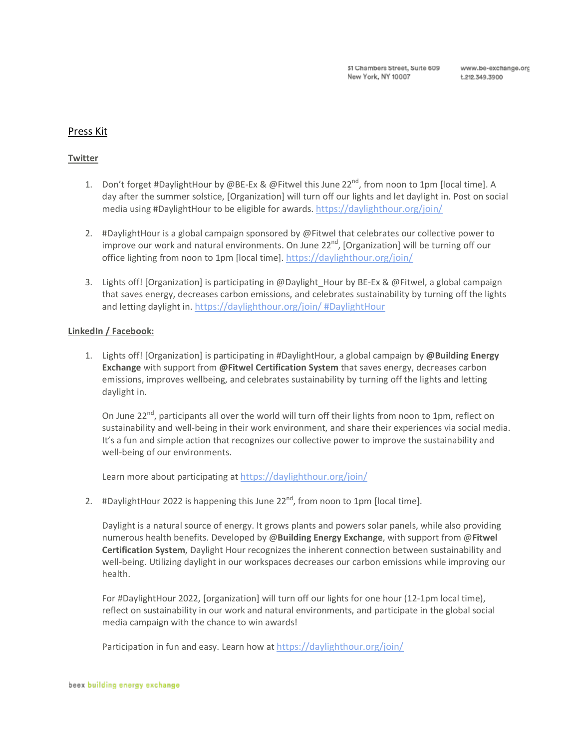## Press Kit

### Twitter

1. Don't forget #DaylightHour by @BE-Ex & @Fitwel this June 22nd, from noon to 1pm [local time]. A day after the summer solstice, [Organization] will turn off our lights and let daylight in. Post on social media using #DaylightHour to be eligible for awards. https://daylighthour.org/join/

2. #DaylightHour is a global campaign sponsored by @Fitwel that celebrates our collective power to improve our work and natural environments. On June 22nd, [Organization] will be turning off our office lighting from noon to 1pm [local time]. https://daylighthour.org/join/

3. Lights off! [Organization] is participating in @Daylight_Hour by BE-Ex & @Fitwel, a global campaign that saves energy, decreases carbon emissions, and celebrates sustainability by turning off the lights and letting daylight in. https://daylighthour.org/join/ #DaylightHour

### LinkedIn / Facebook:

1. Lights off! [Organization] is participating in #DaylightHour, a global campaign by **@Building Energy Exchange** with support from **@Fitwel Certification System** that saves energy, decreases carbon emissions, improves wellbeing, and celebrates sustainability by turning off the lights and letting daylight in.

   On June 22nd, participants all over the world will turn off their lights from noon to 1pm, reflect on sustainability and well-being in their work environment, and share their experiences via social media. It's a fun and simple action that recognizes our collective power to improve the sustainability and well-being of our environments.

   Learn more about participating at https://daylighthour.org/join/

2. #DaylightHour 2022 is happening this June 22nd, from noon to 1pm [local time].

   Daylight is a natural source of energy. It grows plants and powers solar panels, while also providing numerous health benefits. Developed by @**Building Energy Exchange**, with support from @**Fitwel Certification System**, Daylight Hour recognizes the inherent connection between sustainability and well-being. Utilizing daylight in our workspaces decreases our carbon emissions while improving our health.

   For #DaylightHour 2022, [organization] will turn off our lights for one hour (12-1pm local time), reflect on sustainability in our work and natural environments, and participate in the global social media campaign with the chance to win awards!

   Participation in fun and easy. Learn how at https://daylighthour.org/join/